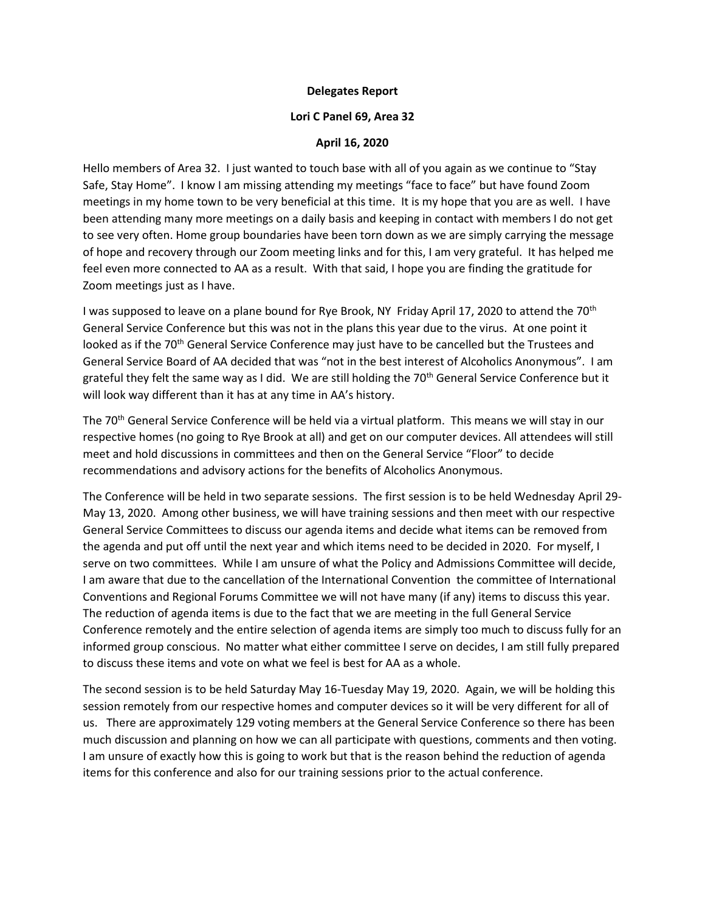**Delegates Report**

**Lori C Panel 69, Area 32**

**April 16, 2020**

Hello members of Area 32. I just wanted to touch base with all of you again as we continue to "Stay Safe, Stay Home". I know I am missing attending my meetings "face to face" but have found Zoom meetings in my home town to be very beneficial at this time. It is my hope that you are as well. I have been attending many more meetings on a daily basis and keeping in contact with members I do not get to see very often. Home group boundaries have been torn down as we are simply carrying the message of hope and recovery through our Zoom meeting links and for this, I am very grateful. It has helped me feel even more connected to AA as a result. With that said, I hope you are finding the gratitude for Zoom meetings just as I have.

I was supposed to leave on a plane bound for Rye Brook, NY Friday April 17, 2020 to attend the 70th General Service Conference but this was not in the plans this year due to the virus. At one point it looked as if the 70th General Service Conference may just have to be cancelled but the Trustees and General Service Board of AA decided that was "not in the best interest of Alcoholics Anonymous". I am grateful they felt the same way as I did. We are still holding the 70th General Service Conference but it will look way different than it has at any time in AA's history.

The 70th General Service Conference will be held via a virtual platform. This means we will stay in our respective homes (no going to Rye Brook at all) and get on our computer devices. All attendees will still meet and hold discussions in committees and then on the General Service "Floor" to decide recommendations and advisory actions for the benefits of Alcoholics Anonymous.

The Conference will be held in two separate sessions. The first session is to be held Wednesday April 29-May 13, 2020. Among other business, we will have training sessions and then meet with our respective General Service Committees to discuss our agenda items and decide what items can be removed from the agenda and put off until the next year and which items need to be decided in 2020. For myself, I serve on two committees. While I am unsure of what the Policy and Admissions Committee will decide, I am aware that due to the cancellation of the International Convention the committee of International Conventions and Regional Forums Committee we will not have many (if any) items to discuss this year. The reduction of agenda items is due to the fact that we are meeting in the full General Service Conference remotely and the entire selection of agenda items are simply too much to discuss fully for an informed group conscious. No matter what either committee I serve on decides, I am still fully prepared to discuss these items and vote on what we feel is best for AA as a whole.

The second session is to be held Saturday May 16-Tuesday May 19, 2020. Again, we will be holding this session remotely from our respective homes and computer devices so it will be very different for all of us. There are approximately 129 voting members at the General Service Conference so there has been much discussion and planning on how we can all participate with questions, comments and then voting. I am unsure of exactly how this is going to work but that is the reason behind the reduction of agenda items for this conference and also for our training sessions prior to the actual conference.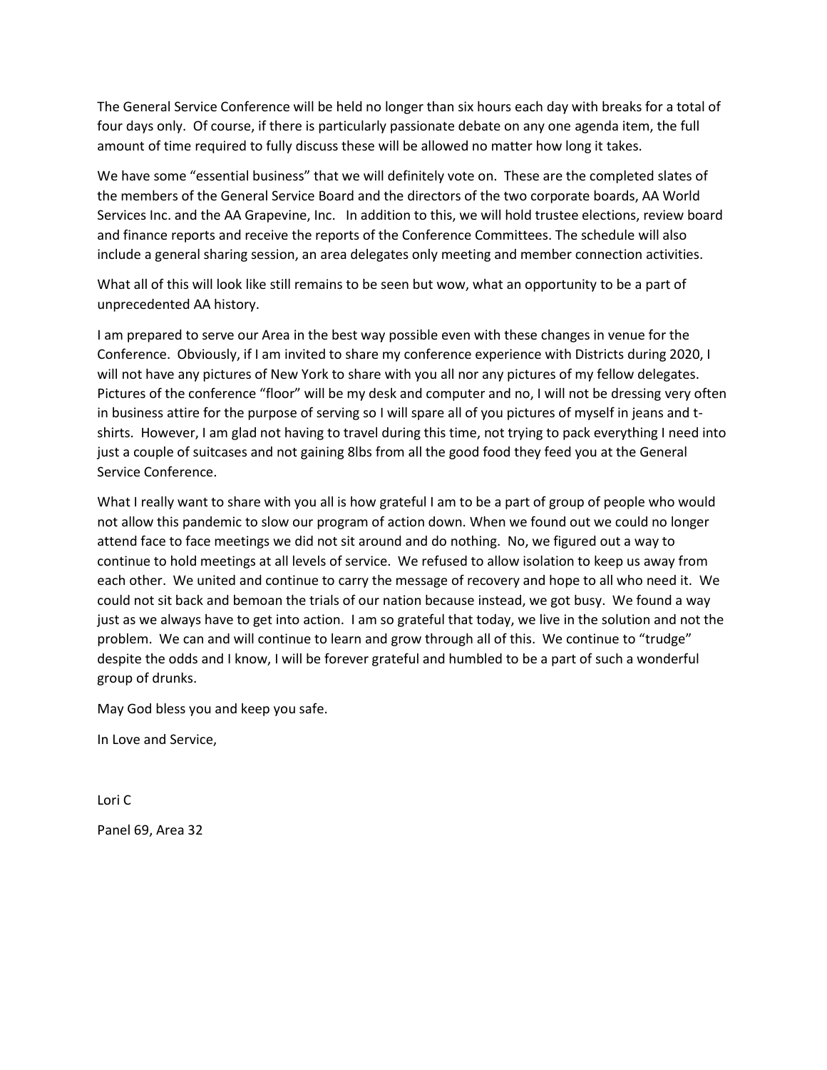The General Service Conference will be held no longer than six hours each day with breaks for a total of four days only. Of course, if there is particularly passionate debate on any one agenda item, the full amount of time required to fully discuss these will be allowed no matter how long it takes.

We have some "essential business" that we will definitely vote on. These are the completed slates of the members of the General Service Board and the directors of the two corporate boards, AA World Services Inc. and the AA Grapevine, Inc. In addition to this, we will hold trustee elections, review board and finance reports and receive the reports of the Conference Committees. The schedule will also include a general sharing session, an area delegates only meeting and member connection activities.

What all of this will look like still remains to be seen but wow, what an opportunity to be a part of unprecedented AA history.

I am prepared to serve our Area in the best way possible even with these changes in venue for the Conference. Obviously, if I am invited to share my conference experience with Districts during 2020, I will not have any pictures of New York to share with you all nor any pictures of my fellow delegates. Pictures of the conference "floor" will be my desk and computer and no, I will not be dressing very often in business attire for the purpose of serving so I will spare all of you pictures of myself in jeans and t-shirts. However, I am glad not having to travel during this time, not trying to pack everything I need into just a couple of suitcases and not gaining 8lbs from all the good food they feed you at the General Service Conference.

What I really want to share with you all is how grateful I am to be a part of group of people who would not allow this pandemic to slow our program of action down. When we found out we could no longer attend face to face meetings we did not sit around and do nothing. No, we figured out a way to continue to hold meetings at all levels of service. We refused to allow isolation to keep us away from each other. We united and continue to carry the message of recovery and hope to all who need it. We could not sit back and bemoan the trials of our nation because instead, we got busy. We found a way just as we always have to get into action. I am so grateful that today, we live in the solution and not the problem. We can and will continue to learn and grow through all of this. We continue to "trudge" despite the odds and I know, I will be forever grateful and humbled to be a part of such a wonderful group of drunks.

May God bless you and keep you safe.

In Love and Service,

Lori C

Panel 69, Area 32